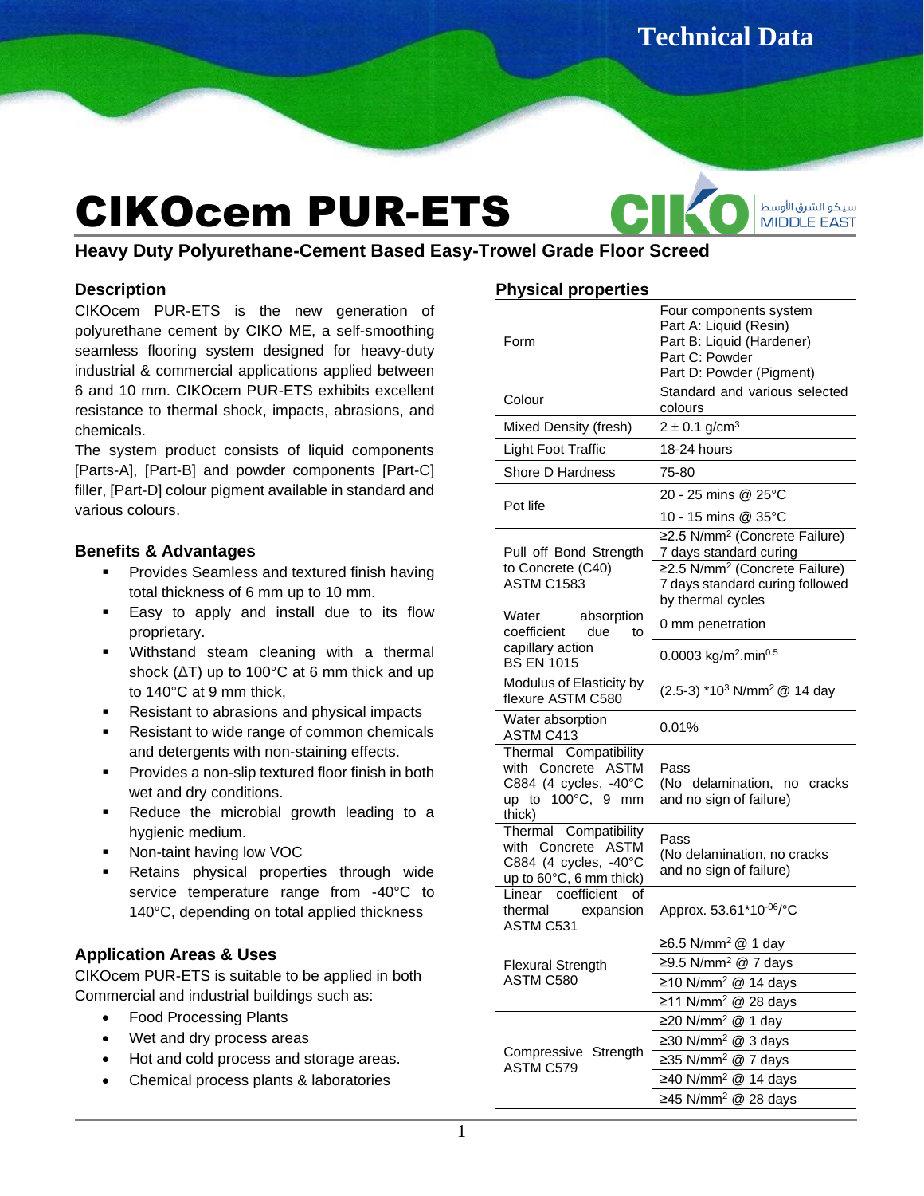# CIKOcem PUR-ETS

## Heavy Duty Polyurethane-Cement Based Easy-Trowel Grade Floor Screed

### Description

CIKOcem PUR-ETS is the new generation of polyurethane cement by CIKO ME, a self-smoothing seamless flooring system designed for heavy-duty industrial & commercial applications applied between 6 and 10 mm. CIKOcem PUR-ETS exhibits excellent resistance to thermal shock, impacts, abrasions, and chemicals.

The system product consists of liquid components [Parts-A], [Part-B] and powder components [Part-C] filler, [Part-D] colour pigment available in standard and various colours.

### Benefits & Advantages

- Provides Seamless and textured finish having total thickness of 6 mm up to 10 mm.
- Easy to apply and install due to its flow proprietary.
- Withstand steam cleaning with a thermal shock (ΔT) up to 100°C at 6 mm thick and up to 140°C at 9 mm thick,
- Resistant to abrasions and physical impacts
- Resistant to wide range of common chemicals and detergents with non-staining effects.
- Provides a non-slip textured floor finish in both wet and dry conditions.
- Reduce the microbial growth leading to a hygienic medium.
- Non-taint having low VOC
- Retains physical properties through wide service temperature range from -40°C to 140°C, depending on total applied thickness

### Application Areas & Uses

CIKOcem PUR-ETS is suitable to be applied in both Commercial and industrial buildings such as:

- Food Processing Plants
- Wet and dry process areas
- Hot and cold process and storage areas.
- Chemical process plants & laboratories

### Physical properties

| Property | Value |
|---|---|
| Form | Four components system<br>Part A: Liquid (Resin)<br>Part B: Liquid (Hardener)<br>Part C: Powder<br>Part D: Powder (Pigment) |
| Colour | Standard and various selected colours |
| Mixed Density (fresh) | 2 ± 0.1 g/cm$^3$ |
| Light Foot Traffic | 18-24 hours |
| Shore D Hardness | 75-80 |
| Pot life | 20 - 25 mins @ 25°C |
| | 10 - 15 mins @ 35°C |
| Pull off Bond Strength to Concrete (C40) ASTM C1583 | ≥2.5 N/mm$^2$ (Concrete Failure) 7 days standard curing |
| | ≥2.5 N/mm$^2$ (Concrete Failure) 7 days standard curing followed by thermal cycles |
| Water absorption coefficient due to capillary action BS EN 1015 | 0 mm penetration |
| | 0.0003 kg/m$^2$.min$^{0.5}$ |
| Modulus of Elasticity by flexure ASTM C580 | (2.5-3) *10$^3$ N/mm$^2$ @ 14 day |
| Water absorption ASTM C413 | 0.01% |
| Thermal Compatibility with Concrete ASTM C884 (4 cycles, -40°C up to 100°C, 9 mm thick) | Pass (No delamination, no cracks and no sign of failure) |
| Thermal Compatibility with Concrete ASTM C884 (4 cycles, -40°C up to 60°C, 6 mm thick) | Pass (No delamination, no cracks and no sign of failure) |
| Linear coefficient of thermal expansion ASTM C531 | Approx. 53.61*10$^{-06}$/°C |
| Flexural Strength ASTM C580 | ≥6.5 N/mm$^2$ @ 1 day |
| | ≥9.5 N/mm$^2$ @ 7 days |
| | ≥10 N/mm$^2$ @ 14 days |
| | ≥11 N/mm$^2$ @ 28 days |
| Compressive Strength ASTM C579 | ≥20 N/mm$^2$ @ 1 day |
| | ≥30 N/mm$^2$ @ 3 days |
| | ≥35 N/mm$^2$ @ 7 days |
| | ≥40 N/mm$^2$ @ 14 days |
| | ≥45 N/mm$^2$ @ 28 days |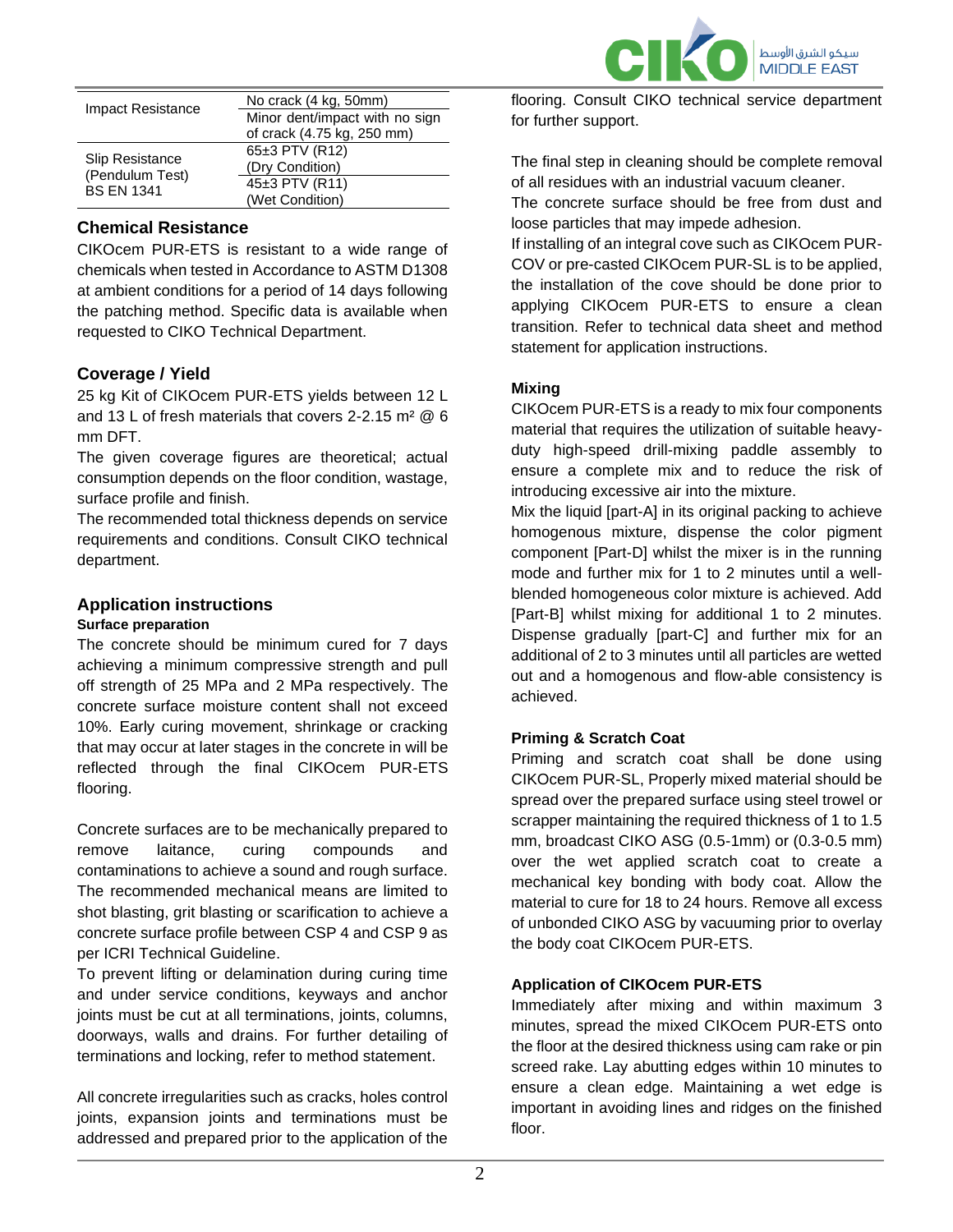| Impact Resistance | No crack (4 kg, 50mm) |
| --- | --- |
| | Minor dent/impact with no sign of crack (4.75 kg, 250 mm) |
| Slip Resistance (Pendulum Test) BS EN 1341 | 65±3 PTV (R12) (Dry Condition) |
| | 45±3 PTV (R11) (Wet Condition) |

## Chemical Resistance

CIKOcem PUR-ETS is resistant to a wide range of chemicals when tested in Accordance to ASTM D1308 at ambient conditions for a period of 14 days following the patching method. Specific data is available when requested to CIKO Technical Department.

## Coverage / Yield

25 kg Kit of CIKOcem PUR-ETS yields between 12 L and 13 L of fresh materials that covers 2-2.15 m² @ 6 mm DFT.

The given coverage figures are theoretical; actual consumption depends on the floor condition, wastage, surface profile and finish.

The recommended total thickness depends on service requirements and conditions. Consult CIKO technical department.

## Application instructions

### Surface preparation

The concrete should be minimum cured for 7 days achieving a minimum compressive strength and pull off strength of 25 MPa and 2 MPa respectively. The concrete surface moisture content shall not exceed 10%. Early curing movement, shrinkage or cracking that may occur at later stages in the concrete in will be reflected through the final CIKOcem PUR-ETS flooring.

Concrete surfaces are to be mechanically prepared to remove laitance, curing compounds and contaminations to achieve a sound and rough surface. The recommended mechanical means are limited to shot blasting, grit blasting or scarification to achieve a concrete surface profile between CSP 4 and CSP 9 as per ICRI Technical Guideline.

To prevent lifting or delamination during curing time and under service conditions, keyways and anchor joints must be cut at all terminations, joints, columns, doorways, walls and drains. For further detailing of terminations and locking, refer to method statement.

All concrete irregularities such as cracks, holes control joints, expansion joints and terminations must be addressed and prepared prior to the application of the flooring. Consult CIKO technical service department for further support.

The final step in cleaning should be complete removal of all residues with an industrial vacuum cleaner.

The concrete surface should be free from dust and loose particles that may impede adhesion.

If installing of an integral cove such as CIKOcem PUR-COV or pre-casted CIKOcem PUR-SL is to be applied, the installation of the cove should be done prior to applying CIKOcem PUR-ETS to ensure a clean transition. Refer to technical data sheet and method statement for application instructions.

### Mixing

CIKOcem PUR-ETS is a ready to mix four components material that requires the utilization of suitable heavy-duty high-speed drill-mixing paddle assembly to ensure a complete mix and to reduce the risk of introducing excessive air into the mixture.

Mix the liquid [part-A] in its original packing to achieve homogenous mixture, dispense the color pigment component [Part-D] whilst the mixer is in the running mode and further mix for 1 to 2 minutes until a well-blended homogeneous color mixture is achieved. Add [Part-B] whilst mixing for additional 1 to 2 minutes. Dispense gradually [part-C] and further mix for an additional of 2 to 3 minutes until all particles are wetted out and a homogenous and flow-able consistency is achieved.

### Priming & Scratch Coat

Priming and scratch coat shall be done using CIKOcem PUR-SL, Properly mixed material should be spread over the prepared surface using steel trowel or scrapper maintaining the required thickness of 1 to 1.5 mm, broadcast CIKO ASG (0.5-1mm) or (0.3-0.5 mm) over the wet applied scratch coat to create a mechanical key bonding with body coat. Allow the material to cure for 18 to 24 hours. Remove all excess of unbonded CIKO ASG by vacuuming prior to overlay the body coat CIKOcem PUR-ETS.

### Application of CIKOcem PUR-ETS

Immediately after mixing and within maximum 3 minutes, spread the mixed CIKOcem PUR-ETS onto the floor at the desired thickness using cam rake or pin screed rake. Lay abutting edges within 10 minutes to ensure a clean edge. Maintaining a wet edge is important in avoiding lines and ridges on the finished floor.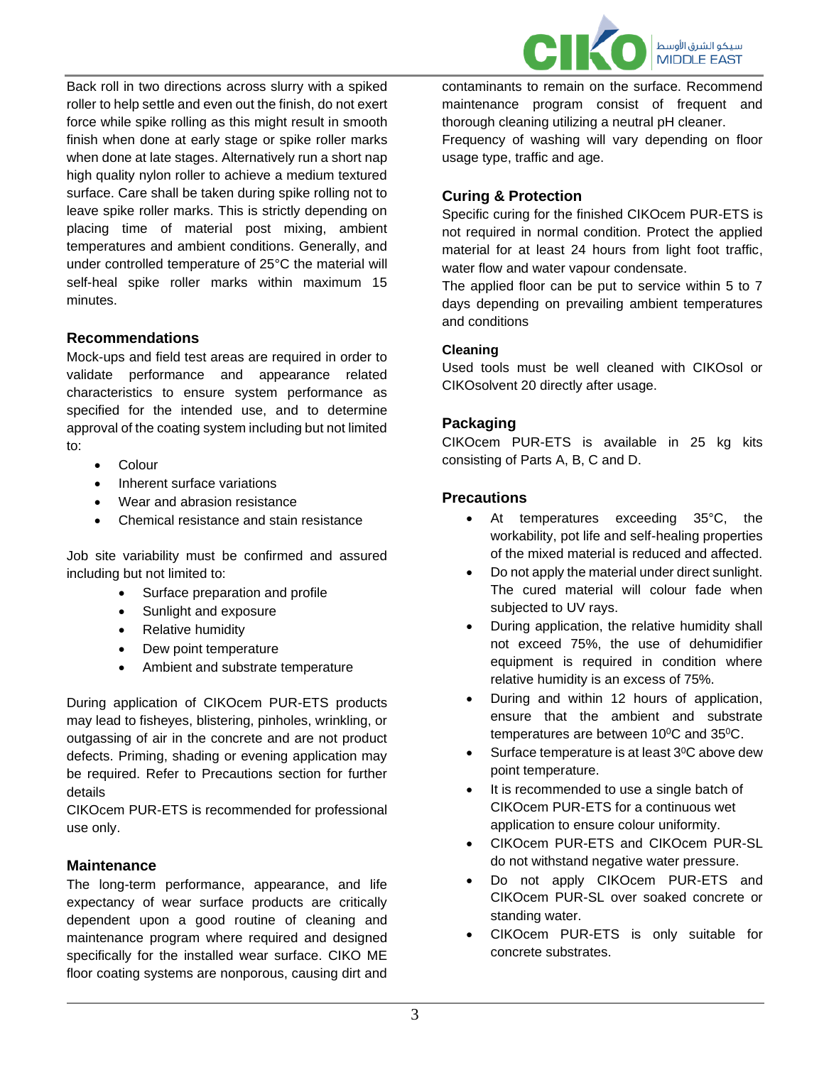Back roll in two directions across slurry with a spiked roller to help settle and even out the finish, do not exert force while spike rolling as this might result in smooth finish when done at early stage or spike roller marks when done at late stages. Alternatively run a short nap high quality nylon roller to achieve a medium textured surface. Care shall be taken during spike rolling not to leave spike roller marks. This is strictly depending on placing time of material post mixing, ambient temperatures and ambient conditions. Generally, and under controlled temperature of 25°C the material will self-heal spike roller marks within maximum 15 minutes.

### Recommendations

Mock-ups and field test areas are required in order to validate performance and appearance related characteristics to ensure system performance as specified for the intended use, and to determine approval of the coating system including but not limited to:

- Colour
- Inherent surface variations
- Wear and abrasion resistance
- Chemical resistance and stain resistance

Job site variability must be confirmed and assured including but not limited to:

- Surface preparation and profile
- Sunlight and exposure
- Relative humidity
- Dew point temperature
- Ambient and substrate temperature

During application of CIKOcem PUR-ETS products may lead to fisheyes, blistering, pinholes, wrinkling, or outgassing of air in the concrete and are not product defects. Priming, shading or evening application may be required. Refer to Precautions section for further details

CIKOcem PUR-ETS is recommended for professional use only.

### Maintenance

The long-term performance, appearance, and life expectancy of wear surface products are critically dependent upon a good routine of cleaning and maintenance program where required and designed specifically for the installed wear surface. CIKO ME floor coating systems are nonporous, causing dirt and contaminants to remain on the surface. Recommend maintenance program consist of frequent and thorough cleaning utilizing a neutral pH cleaner.

Frequency of washing will vary depending on floor usage type, traffic and age.

### Curing & Protection

Specific curing for the finished CIKOcem PUR-ETS is not required in normal condition. Protect the applied material for at least 24 hours from light foot traffic, water flow and water vapour condensate.

The applied floor can be put to service within 5 to 7 days depending on prevailing ambient temperatures and conditions

#### Cleaning

Used tools must be well cleaned with CIKOsol or CIKOsolvent 20 directly after usage.

### Packaging

CIKOcem PUR-ETS is available in 25 kg kits consisting of Parts A, B, C and D.

### Precautions

- At temperatures exceeding 35°C, the workability, pot life and self-healing properties of the mixed material is reduced and affected.
- Do not apply the material under direct sunlight. The cured material will colour fade when subjected to UV rays.
- During application, the relative humidity shall not exceed 75%, the use of dehumidifier equipment is required in condition where relative humidity is an excess of 75%.
- During and within 12 hours of application, ensure that the ambient and substrate temperatures are between 10$^0$C and 35$^0$C.
- Surface temperature is at least 3$^0$C above dew point temperature.
- It is recommended to use a single batch of CIKOcem PUR-ETS for a continuous wet application to ensure colour uniformity.
- CIKOcem PUR-ETS and CIKOcem PUR-SL do not withstand negative water pressure.
- Do not apply CIKOcem PUR-ETS and CIKOcem PUR-SL over soaked concrete or standing water.
- CIKOcem PUR-ETS is only suitable for concrete substrates.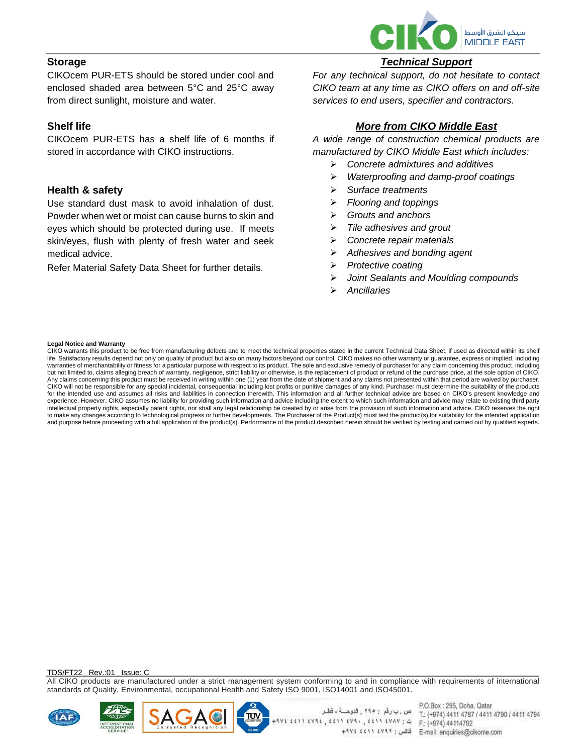## Storage

CIKOcem PUR-ETS should be stored under cool and enclosed shaded area between 5°C and 25°C away from direct sunlight, moisture and water.

## Shelf life

CIKOcem PUR-ETS has a shelf life of 6 months if stored in accordance with CIKO instructions.

## Health & safety

Use standard dust mask to avoid inhalation of dust. Powder when wet or moist can cause burns to skin and eyes which should be protected during use. If meets skin/eyes, flush with plenty of fresh water and seek medical advice.

Refer Material Safety Data Sheet for further details.

## *Technical Support*

*For any technical support, do not hesitate to contact CIKO team at any time as CIKO offers on and off-site services to end users, specifier and contractors.*

## *More from CIKO Middle East*

*A wide range of construction chemical products are manufactured by CIKO Middle East which includes:*

- *Concrete admixtures and additives*
- *Waterproofing and damp-proof coatings*
- *Surface treatments*
- *Flooring and toppings*
- *Grouts and anchors*
- *Tile adhesives and grout*
- *Concrete repair materials*
- *Adhesives and bonding agent*
- *Protective coating*
- *Joint Sealants and Moulding compounds*
- *Ancillaries*

**Legal Notice and Warranty**

CIKO warrants this product to be free from manufacturing defects and to meet the technical properties stated in the current Technical Data Sheet, if used as directed within its shelf life. Satisfactory results depend not only on quality of product but also on many factors beyond our control. CIKO makes no other warranty or guarantee, express or implied, including warranties of merchantability or fitness for a particular purpose with respect to its product. The sole and exclusive remedy of purchaser for any claim concerning this product, including but not limited to, claims alleging breach of warranty, negligence, strict liability or otherwise, is the replacement of product or refund of the purchase price, at the sole option of CIKO. Any claims concerning this product must be received in writing within one (1) year from the date of shipment and any claims not presented within that period are waived by purchaser. CIKO will not be responsible for any special incidental, consequential including lost profits or punitive damages of any kind. Purchaser must determine the suitability of the products for the intended use and assumes all risks and liabilities in connection therewith. This information and all further technical advice are based on CIKO's present knowledge and experience. However, CIKO assumes no liability for providing such information and advice including the extent to which such information and advice may relate to existing third party intellectual property rights, especially patent rights, nor shall any legal relationship be created by or arise from the provision of such information and advice. CIKO reserves the right to make any changes according to technological progress or further developments. The Purchaser of the Product(s) must test the product(s) for suitability for the intended application and purpose before proceeding with a full application of the product(s). Performance of the product described herein should be verified by testing and carried out by qualified experts.

TDS/FT22 Rev.:01 Issue: C

All CIKO products are manufactured under a strict management system conforming to and in compliance with requirements of international standards of Quality, Environmental, occupational Health and Safety ISO 9001, ISO14001 and ISO45001.

P.O.Box : 295, Doha, Qatar
T.: (+974) 4411 4787 / 4411 4790 / 4411 4794
F.: (+974) 44114792
E-mail: enquiries@cikome.com